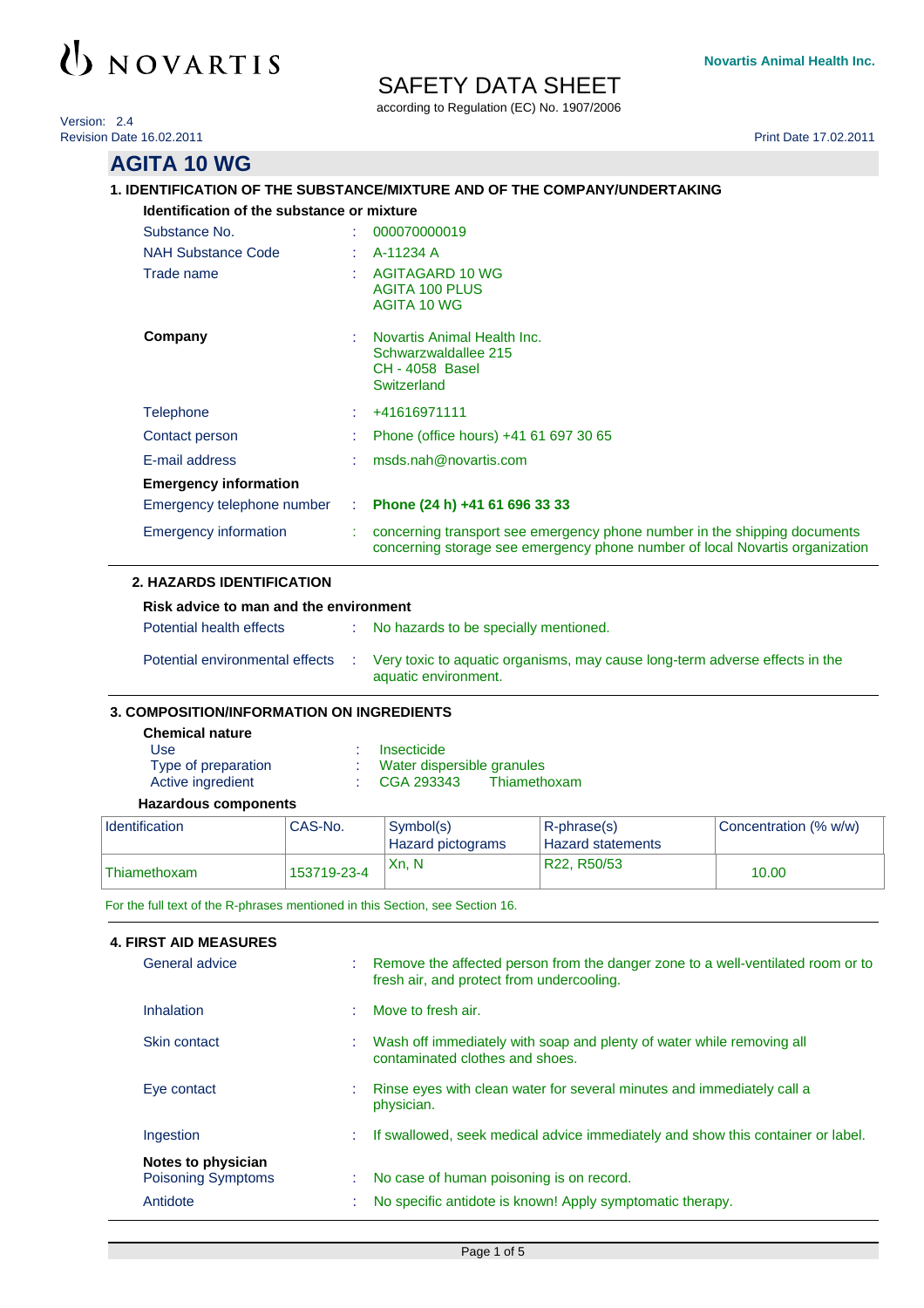NOVARTIS

Novartis Animal Health Inc.

# SAFETY DATA SHEET

according to Regulation (EC) No. 1907/2006

Version: 2.4
Revision Date 16.02.2011

Print Date 17.02.2011

# AGITA 10 WG

## 1. IDENTIFICATION OF THE SUBSTANCE/MIXTURE AND OF THE COMPANY/UNDERTAKING

**Identification of the substance or mixture**

Substance No. : 000070000019

NAH Substance Code : A-11234 A

Trade name : AGITAGARD 10 WG
AGITA 100 PLUS
AGITA 10 WG

**Company** : Novartis Animal Health Inc.
Schwarzwaldallee 215
CH - 4058 Basel
Switzerland

Telephone : +41616971111

Contact person : Phone (office hours) +41 61 697 30 65

E-mail address : msds.nah@novartis.com

**Emergency information**

Emergency telephone number : **Phone (24 h) +41 61 696 33 33**

Emergency information : concerning transport see emergency phone number in the shipping documents
concerning storage see emergency phone number of local Novartis organization

## 2. HAZARDS IDENTIFICATION

**Risk advice to man and the environment**

Potential health effects : No hazards to be specially mentioned.

Potential environmental effects : Very toxic to aquatic organisms, may cause long-term adverse effects in the aquatic environment.

## 3. COMPOSITION/INFORMATION ON INGREDIENTS

**Chemical nature**

Use : Insecticide
Type of preparation : Water dispersible granules
Active ingredient : CGA 293343 Thiamethoxam

**Hazardous components**

| Identification | CAS-No. | Symbol(s) Hazard pictograms | R-phrase(s) Hazard statements | Concentration (% w/w) |
|---|---|---|---|---|
| Thiamethoxam | 153719-23-4 | Xn, N | R22, R50/53 | 10.00 |

For the full text of the R-phrases mentioned in this Section, see Section 16.

## 4. FIRST AID MEASURES

General advice : Remove the affected person from the danger zone to a well-ventilated room or to fresh air, and protect from undercooling.

Inhalation : Move to fresh air.

Skin contact : Wash off immediately with soap and plenty of water while removing all contaminated clothes and shoes.

Eye contact : Rinse eyes with clean water for several minutes and immediately call a physician.

Ingestion : If swallowed, seek medical advice immediately and show this container or label.

**Notes to physician**

Poisoning Symptoms : No case of human poisoning is on record.

Antidote : No specific antidote is known! Apply symptomatic therapy.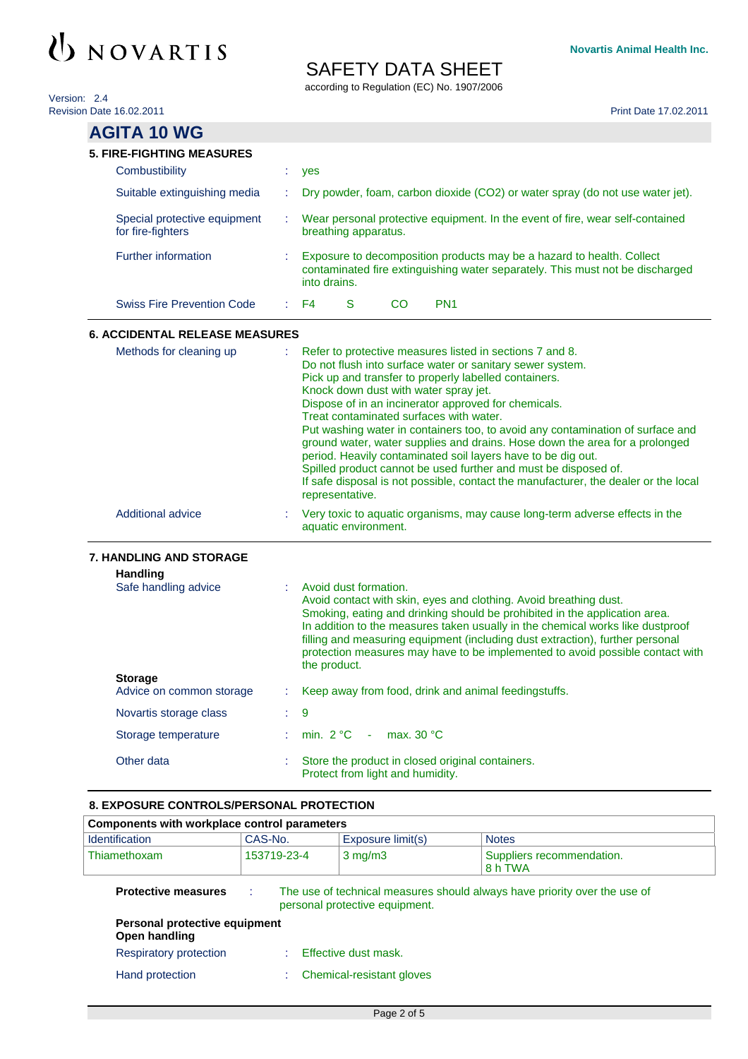## AGITA 10 WG

### 5. FIRE-FIGHTING MEASURES

| | |
|---|---|
| Combustibility | yes |
| Suitable extinguishing media | Dry powder, foam, carbon dioxide ($CO_2$) or water spray (do not use water jet). |
| Special protective equipment for fire-fighters | Wear personal protective equipment. In the event of fire, wear self-contained breathing apparatus. |
| Further information | Exposure to decomposition products may be a hazard to health. Collect contaminated fire extinguishing water separately. This must not be discharged into drains. |
| Swiss Fire Prevention Code | F4 S CO PN1 |

### 6. ACCIDENTAL RELEASE MEASURES

**Methods for cleaning up** :
Refer to protective measures listed in sections 7 and 8.
Do not flush into surface water or sanitary sewer system.
Pick up and transfer to properly labelled containers.
Knock down dust with water spray jet.
Dispose of in an incinerator approved for chemicals.
Treat contaminated surfaces with water.
Put washing water in containers too, to avoid any contamination of surface and ground water, water supplies and drains. Hose down the area for a prolonged period. Heavily contaminated soil layers have to be dig out.
Spilled product cannot be used further and must be disposed of.
If safe disposal is not possible, contact the manufacturer, the dealer or the local representative.

**Additional advice** : Very toxic to aquatic organisms, may cause long-term adverse effects in the aquatic environment.

### 7. HANDLING AND STORAGE

**Handling**

**Safe handling advice** :
Avoid dust formation.
Avoid contact with skin, eyes and clothing. Avoid breathing dust.
Smoking, eating and drinking should be prohibited in the application area.
In addition to the measures taken usually in the chemical works like dustproof filling and measuring equipment (including dust extraction), further personal protection measures may have to be implemented to avoid possible contact with the product.

**Storage**

| | |
|---|---|
| Advice on common storage | Keep away from food, drink and animal feedingstuffs. |
| Novartis storage class | 9 |
| Storage temperature | min. 2 °C - max. 30 °C |
| Other data | Store the product in closed original containers. Protect from light and humidity. |

### 8. EXPOSURE CONTROLS/PERSONAL PROTECTION

**Components with workplace control parameters**

| Identification | CAS-No. | Exposure limit(s) | Notes |
|---|---|---|---|
| Thiamethoxam | 153719-23-4 | 3 mg/m3 | Suppliers recommendation. 8 h TWA |

**Protective measures** : The use of technical measures should always have priority over the use of personal protective equipment.

**Personal protective equipment**
**Open handling**

| | |
|---|---|
| Respiratory protection | Effective dust mask. |
| Hand protection | Chemical-resistant gloves |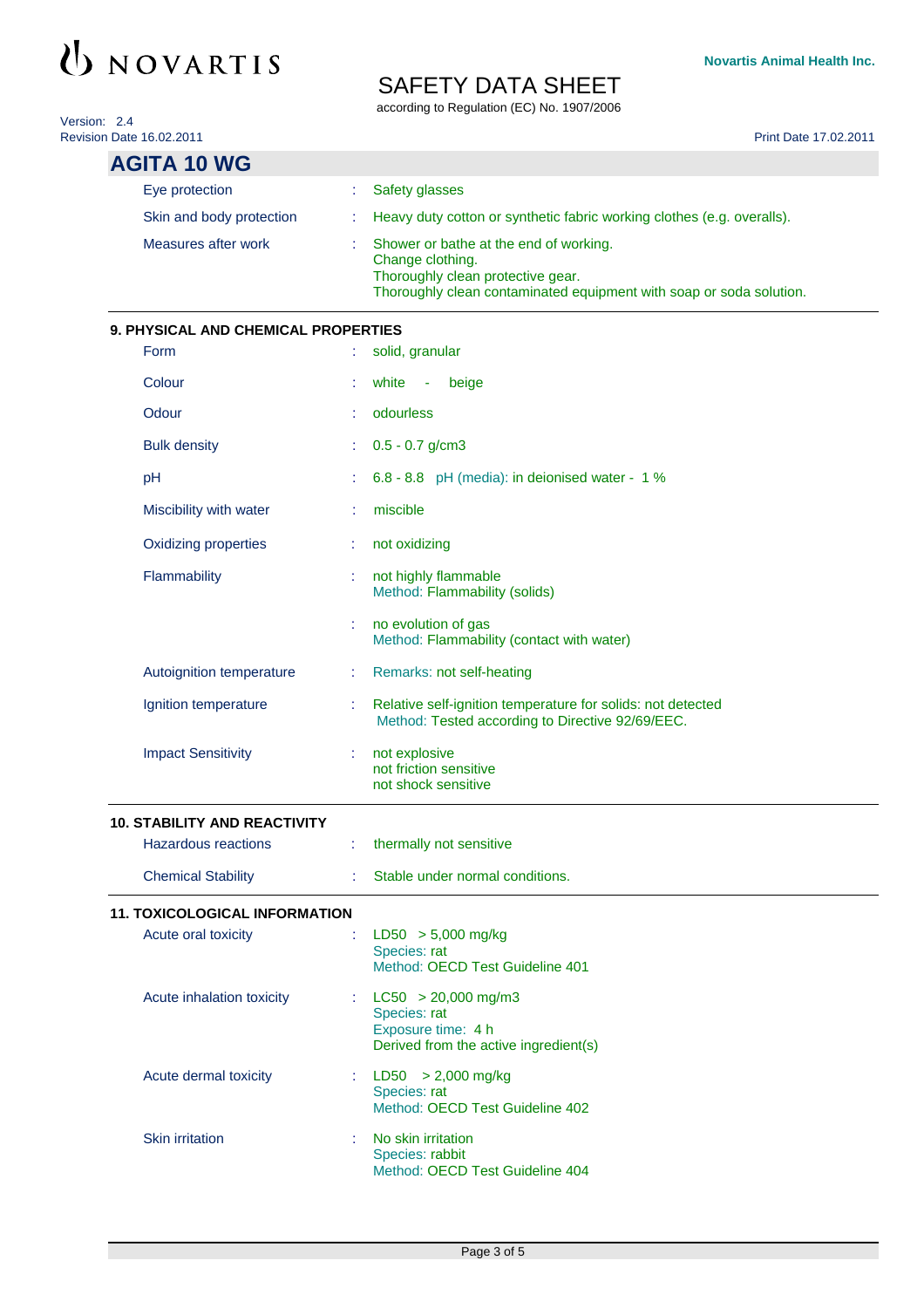## AGITA 10 WG

| | | |
|---|---|---|
| Eye protection | : | Safety glasses |
| Skin and body protection | : | Heavy duty cotton or synthetic fabric working clothes (e.g. overalls). |
| Measures after work | : | Shower or bathe at the end of working.<br>Change clothing.<br>Thoroughly clean protective gear.<br>Thoroughly clean contaminated equipment with soap or soda solution. |

### 9. PHYSICAL AND CHEMICAL PROPERTIES

| | | |
|---|---|---|
| Form | : | solid, granular |
| Colour | : | white - beige |
| Odour | : | odourless |
| Bulk density | : | 0.5 - 0.7 g/cm3 |
| pH | : | 6.8 - 8.8 pH (media): in deionised water - 1 % |
| Miscibility with water | : | miscible |
| Oxidizing properties | : | not oxidizing |
| Flammability | : | not highly flammable<br>Method: Flammability (solids) |
| | : | no evolution of gas<br>Method: Flammability (contact with water) |
| Autoignition temperature | : | Remarks: not self-heating |
| Ignition temperature | : | Relative self-ignition temperature for solids: not detected<br>Method: Tested according to Directive 92/69/EEC. |
| Impact Sensitivity | : | not explosive<br>not friction sensitive<br>not shock sensitive |

### 10. STABILITY AND REACTIVITY

| | | |
|---|---|---|
| Hazardous reactions | : | thermally not sensitive |
| Chemical Stability | : | Stable under normal conditions. |

### 11. TOXICOLOGICAL INFORMATION

| | | |
|---|---|---|
| Acute oral toxicity | : | LD50 > 5,000 mg/kg<br>Species: rat<br>Method: OECD Test Guideline 401 |
| Acute inhalation toxicity | : | LC50 > 20,000 mg/m3<br>Species: rat<br>Exposure time: 4 h<br>Derived from the active ingredient(s) |
| Acute dermal toxicity | : | LD50 > 2,000 mg/kg<br>Species: rat<br>Method: OECD Test Guideline 402 |
| Skin irritation | : | No skin irritation<br>Species: rabbit<br>Method: OECD Test Guideline 404 |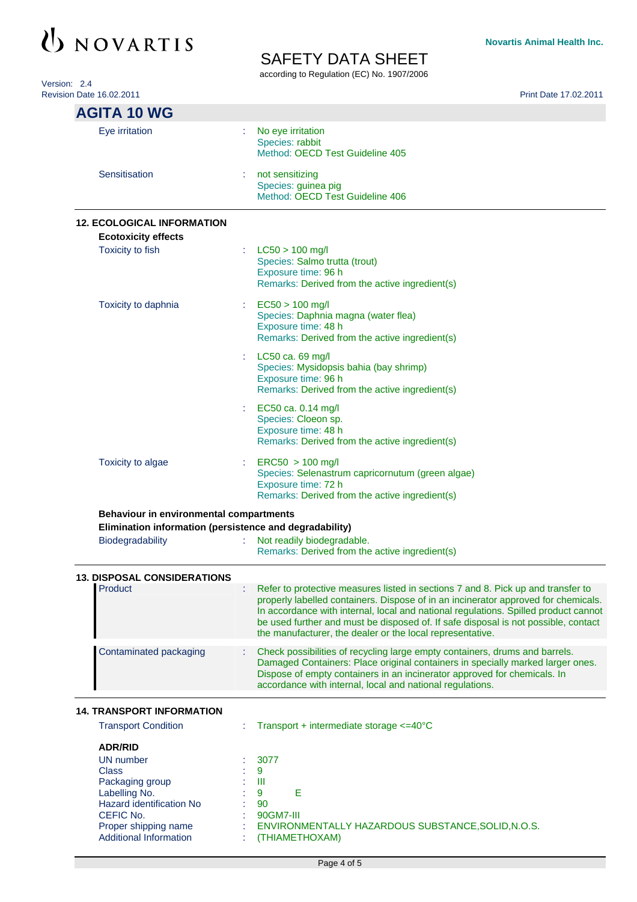## AGITA 10 WG

| | | |
|---|---|---|
| Eye irritation | : | No eye irritation<br>Species: rabbit<br>Method: OECD Test Guideline 405 |
| Sensitisation | : | not sensitizing<br>Species: guinea pig<br>Method: OECD Test Guideline 406 |

### 12. ECOLOGICAL INFORMATION

**Ecotoxicity effects**

| | | |
|---|---|---|
| Toxicity to fish | : | LC50 > 100 mg/l<br>Species: Salmo trutta (trout)<br>Exposure time: 96 h<br>Remarks: Derived from the active ingredient(s) |
| Toxicity to daphnia | : | EC50 > 100 mg/l<br>Species: Daphnia magna (water flea)<br>Exposure time: 48 h<br>Remarks: Derived from the active ingredient(s) |
| | : | LC50 ca. 69 mg/l<br>Species: Mysidopsis bahia (bay shrimp)<br>Exposure time: 96 h<br>Remarks: Derived from the active ingredient(s) |
| | : | EC50 ca. 0.14 mg/l<br>Species: Cloeon sp.<br>Exposure time: 48 h<br>Remarks: Derived from the active ingredient(s) |
| Toxicity to algae | : | ERC50 > 100 mg/l<br>Species: Selenastrum capricornutum (green algae)<br>Exposure time: 72 h<br>Remarks: Derived from the active ingredient(s) |

**Behaviour in environmental compartments**

**Elimination information (persistence and degradability)**

| | | |
|---|---|---|
| Biodegradability | : | Not readily biodegradable.<br>Remarks: Derived from the active ingredient(s) |

### 13. DISPOSAL CONSIDERATIONS

| | | |
|---|---|---|
| Product | : | Refer to protective measures listed in sections 7 and 8. Pick up and transfer to properly labelled containers. Dispose of in an incinerator approved for chemicals. In accordance with internal, local and national regulations. Spilled product cannot be used further and must be disposed of. If safe disposal is not possible, contact the manufacturer, the dealer or the local representative. |
| Contaminated packaging | : | Check possibilities of recycling large empty containers, drums and barrels. Damaged Containers: Place original containers in specially marked larger ones. Dispose of empty containers in an incinerator approved for chemicals. In accordance with internal, local and national regulations. |

### 14. TRANSPORT INFORMATION

| | | |
|---|---|---|
| Transport Condition | : | Transport + intermediate storage <=40°C |

**ADR/RID**

| | | |
|---|---|---|
| UN number | : | 3077 |
| Class | : | 9 |
| Packaging group | : | III |
| Labelling No. | : | 9 E |
| Hazard identification No | : | 90 |
| CEFIC No. | : | 90GM7-III |
| Proper shipping name | : | ENVIRONMENTALLY HAZARDOUS SUBSTANCE,SOLID,N.O.S. |
| Additional Information | : | (THIAMETHOXAM) |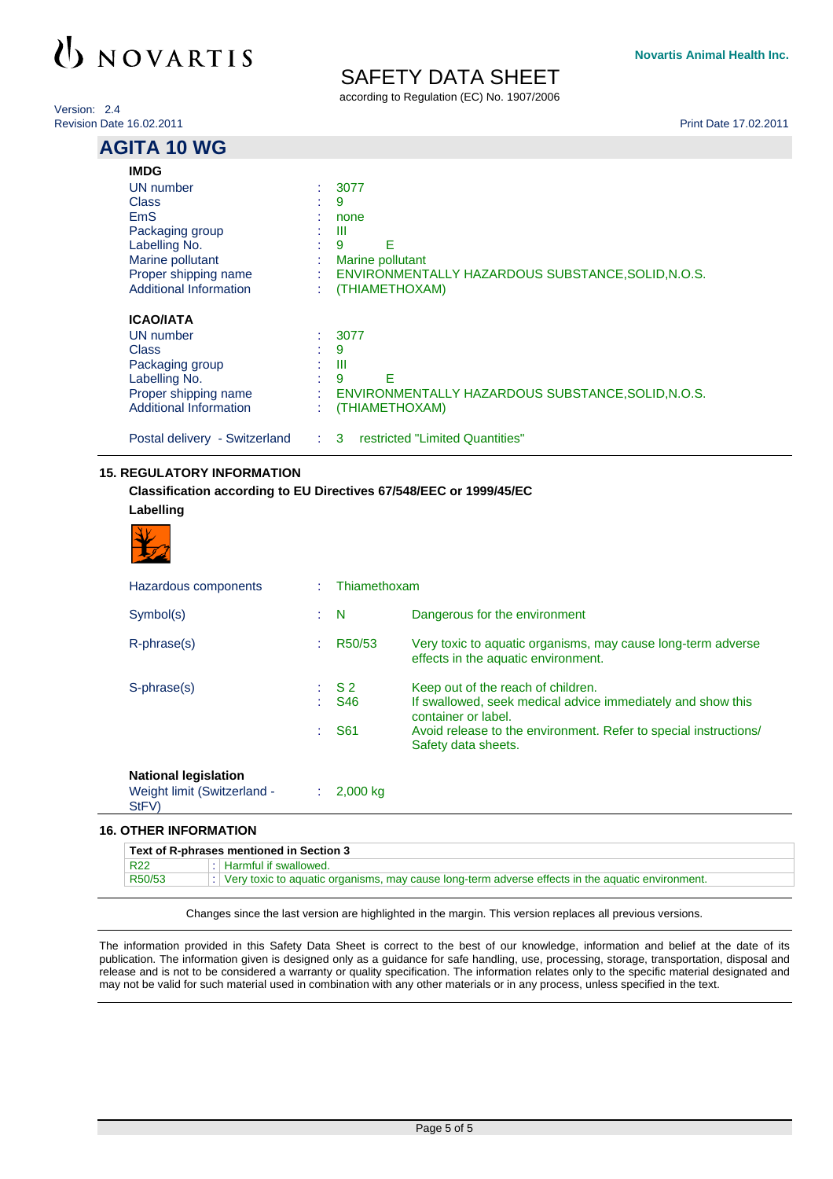## AGITA 10 WG

**IMDG**

| | | |
|---|---|---|
| UN number | : | 3077 |
| Class | : | 9 |
| EmS | : | none |
| Packaging group | : | III |
| Labelling No. | : | 9 E |
| Marine pollutant | : | Marine pollutant |
| Proper shipping name | : | ENVIRONMENTALLY HAZARDOUS SUBSTANCE,SOLID,N.O.S. |
| Additional Information | : | (THIAMETHOXAM) |

**ICAO/IATA**

| | | |
|---|---|---|
| UN number | : | 3077 |
| Class | : | 9 |
| Packaging group | : | III |
| Labelling No. | : | 9 E |
| Proper shipping name | : | ENVIRONMENTALLY HAZARDOUS SUBSTANCE,SOLID,N.O.S. |
| Additional Information | : | (THIAMETHOXAM) |

| | | |
|---|---|---|
| Postal delivery - Switzerland | : | 3 restricted "Limited Quantities" |

### 15. REGULATORY INFORMATION

**Classification according to EU Directives 67/548/EEC or 1999/45/EC**

**Labelling**

| | | | |
|---|---|---|---|
| Hazardous components | : | Thiamethoxam | |
| Symbol(s) | : | N | Dangerous for the environment |
| R-phrase(s) | : | R50/53 | Very toxic to aquatic organisms, may cause long-term adverse effects in the aquatic environment. |
| S-phrase(s) | : | S 2 | Keep out of the reach of children. |
| | : | S46 | If swallowed, seek medical advice immediately and show this container or label. |
| | : | S61 | Avoid release to the environment. Refer to special instructions/ Safety data sheets. |

**National legislation**

| | | |
|---|---|---|
| Weight limit (Switzerland - StFV) | : | 2,000 kg |

### 16. OTHER INFORMATION

| Text of R-phrases mentioned in Section 3 | | |
|---|---|---|
| R22 | : | Harmful if swallowed. |
| R50/53 | : | Very toxic to aquatic organisms, may cause long-term adverse effects in the aquatic environment. |

Changes since the last version are highlighted in the margin. This version replaces all previous versions.

The information provided in this Safety Data Sheet is correct to the best of our knowledge, information and belief at the date of its publication. The information given is designed only as a guidance for safe handling, use, processing, storage, transportation, disposal and release and is not to be considered a warranty or quality specification. The information relates only to the specific material designated and may not be valid for such material used in combination with any other materials or in any process, unless specified in the text.